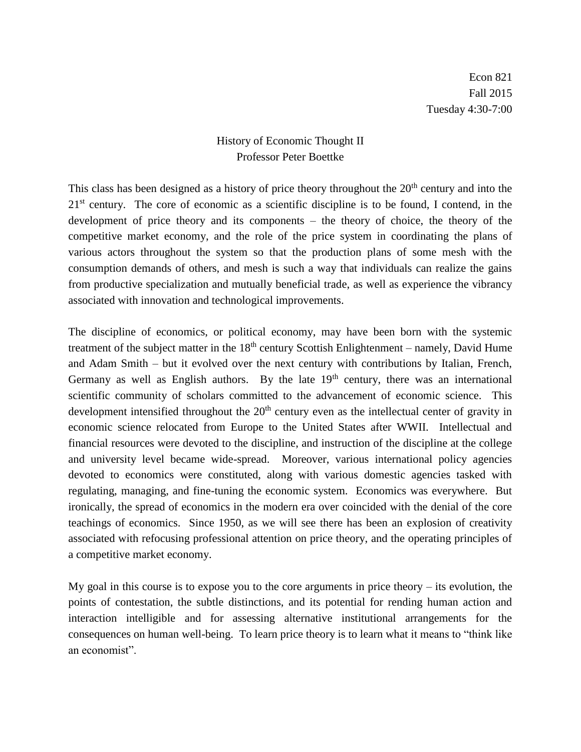Econ 821
Fall 2015
Tuesday 4:30-7:00

# History of Economic Thought II

Professor Peter Boettke

This class has been designed as a history of price theory throughout the 20th century and into the 21st century. The core of economic as a scientific discipline is to be found, I contend, in the development of price theory and its components – the theory of choice, the theory of the competitive market economy, and the role of the price system in coordinating the plans of various actors throughout the system so that the production plans of some mesh with the consumption demands of others, and mesh is such a way that individuals can realize the gains from productive specialization and mutually beneficial trade, as well as experience the vibrancy associated with innovation and technological improvements.

The discipline of economics, or political economy, may have been born with the systemic treatment of the subject matter in the 18th century Scottish Enlightenment – namely, David Hume and Adam Smith – but it evolved over the next century with contributions by Italian, French, Germany as well as English authors. By the late 19th century, there was an international scientific community of scholars committed to the advancement of economic science. This development intensified throughout the 20th century even as the intellectual center of gravity in economic science relocated from Europe to the United States after WWII. Intellectual and financial resources were devoted to the discipline, and instruction of the discipline at the college and university level became wide-spread. Moreover, various international policy agencies devoted to economics were constituted, along with various domestic agencies tasked with regulating, managing, and fine-tuning the economic system. Economics was everywhere. But ironically, the spread of economics in the modern era over coincided with the denial of the core teachings of economics. Since 1950, as we will see there has been an explosion of creativity associated with refocusing professional attention on price theory, and the operating principles of a competitive market economy.

My goal in this course is to expose you to the core arguments in price theory – its evolution, the points of contestation, the subtle distinctions, and its potential for rending human action and interaction intelligible and for assessing alternative institutional arrangements for the consequences on human well-being. To learn price theory is to learn what it means to "think like an economist".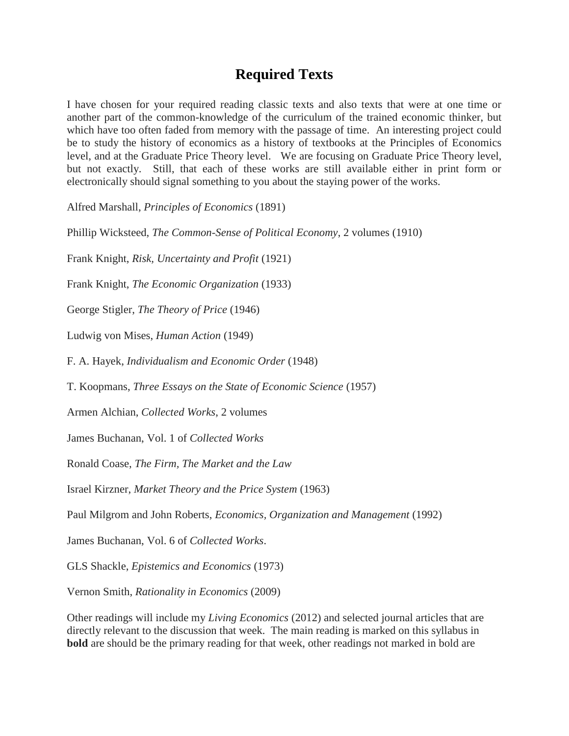# Required Texts

I have chosen for your required reading classic texts and also texts that were at one time or another part of the common-knowledge of the curriculum of the trained economic thinker, but which have too often faded from memory with the passage of time. An interesting project could be to study the history of economics as a history of textbooks at the Principles of Economics level, and at the Graduate Price Theory level. We are focusing on Graduate Price Theory level, but not exactly. Still, that each of these works are still available either in print form or electronically should signal something to you about the staying power of the works.

Alfred Marshall, *Principles of Economics* (1891)

Phillip Wicksteed, *The Common-Sense of Political Economy*, 2 volumes (1910)

Frank Knight, *Risk, Uncertainty and Profit* (1921)

Frank Knight, *The Economic Organization* (1933)

George Stigler, *The Theory of Price* (1946)

Ludwig von Mises, *Human Action* (1949)

F. A. Hayek, *Individualism and Economic Order* (1948)

T. Koopmans, *Three Essays on the State of Economic Science* (1957)

Armen Alchian, *Collected Works*, 2 volumes

James Buchanan, Vol. 1 of *Collected Works*

Ronald Coase, *The Firm, The Market and the Law*

Israel Kirzner, *Market Theory and the Price System* (1963)

Paul Milgrom and John Roberts, *Economics, Organization and Management* (1992)

James Buchanan, Vol. 6 of *Collected Works*.

GLS Shackle, *Epistemics and Economics* (1973)

Vernon Smith, *Rationality in Economics* (2009)

Other readings will include my *Living Economics* (2012) and selected journal articles that are directly relevant to the discussion that week. The main reading is marked on this syllabus in **bold** are should be the primary reading for that week, other readings not marked in bold are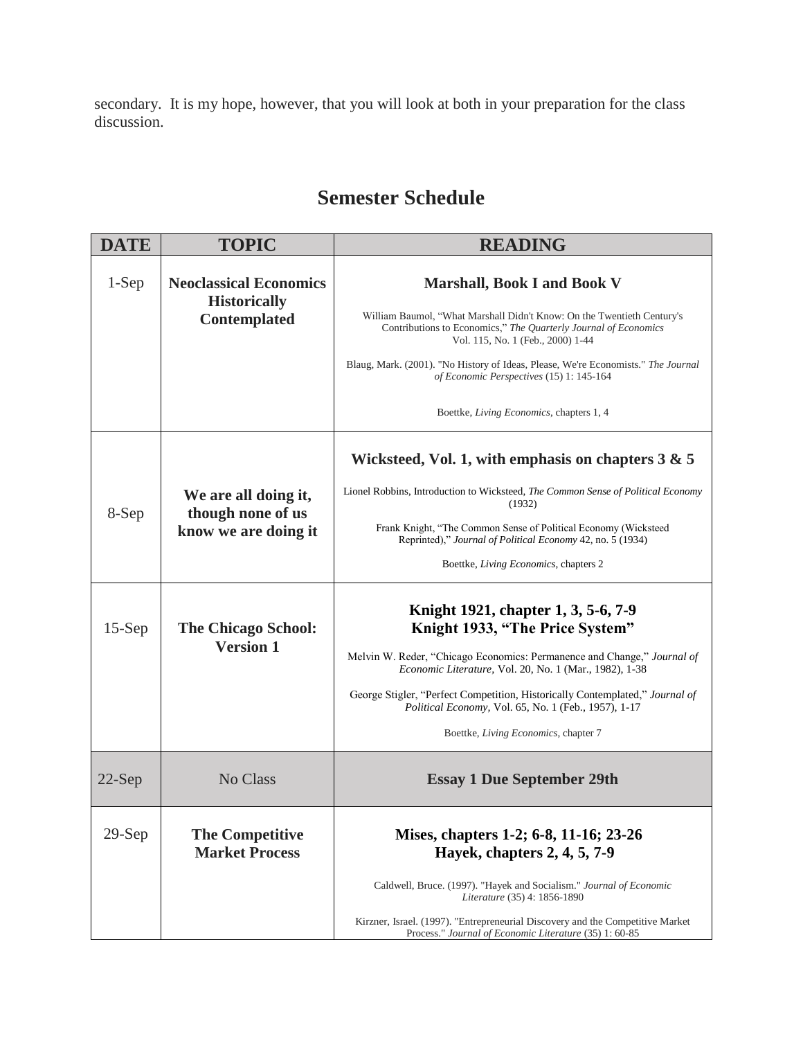secondary. It is my hope, however, that you will look at both in your preparation for the class discussion.

## Semester Schedule

| DATE | TOPIC | READING |
| --- | --- | --- |
| 1-Sep | **Neoclassical Economics Historically Contemplated** | **Marshall, Book I and Book V**<br><br>William Baumol, "What Marshall Didn't Know: On the Twentieth Century's Contributions to Economics," *The Quarterly Journal of Economics* Vol. 115, No. 1 (Feb., 2000) 1-44<br><br>Blaug, Mark. (2001). "No History of Ideas, Please, We're Economists." *The Journal of Economic Perspectives* (15) 1: 145-164<br><br>Boettke, *Living Economics*, chapters 1, 4 |
| 8-Sep | **We are all doing it, though none of us know we are doing it** | **Wicksteed, Vol. 1, with emphasis on chapters 3 & 5**<br><br>Lionel Robbins, Introduction to Wicksteed, *The Common Sense of Political Economy* (1932)<br><br>Frank Knight, "The Common Sense of Political Economy (Wicksteed Reprinted)," *Journal of Political Economy* 42, no. 5 (1934)<br><br>Boettke, *Living Economics*, chapters 2 |
| 15-Sep | **The Chicago School: Version 1** | **Knight 1921, chapter 1, 3, 5-6, 7-9**<br>**Knight 1933, "The Price System"**<br><br>Melvin W. Reder, "Chicago Economics: Permanence and Change," *Journal of Economic Literature*, Vol. 20, No. 1 (Mar., 1982), 1-38<br><br>George Stigler, "Perfect Competition, Historically Contemplated," *Journal of Political Economy*, Vol. 65, No. 1 (Feb., 1957), 1-17<br><br>Boettke, *Living Economics*, chapter 7 |
| 22-Sep | No Class | **Essay 1 Due September 29th** |
| 29-Sep | **The Competitive Market Process** | **Mises, chapters 1-2; 6-8, 11-16; 23-26**<br>**Hayek, chapters 2, 4, 5, 7-9**<br><br>Caldwell, Bruce. (1997). "Hayek and Socialism." *Journal of Economic Literature* (35) 4: 1856-1890<br><br>Kirzner, Israel. (1997). "Entrepreneurial Discovery and the Competitive Market Process." *Journal of Economic Literature* (35) 1: 60-85 |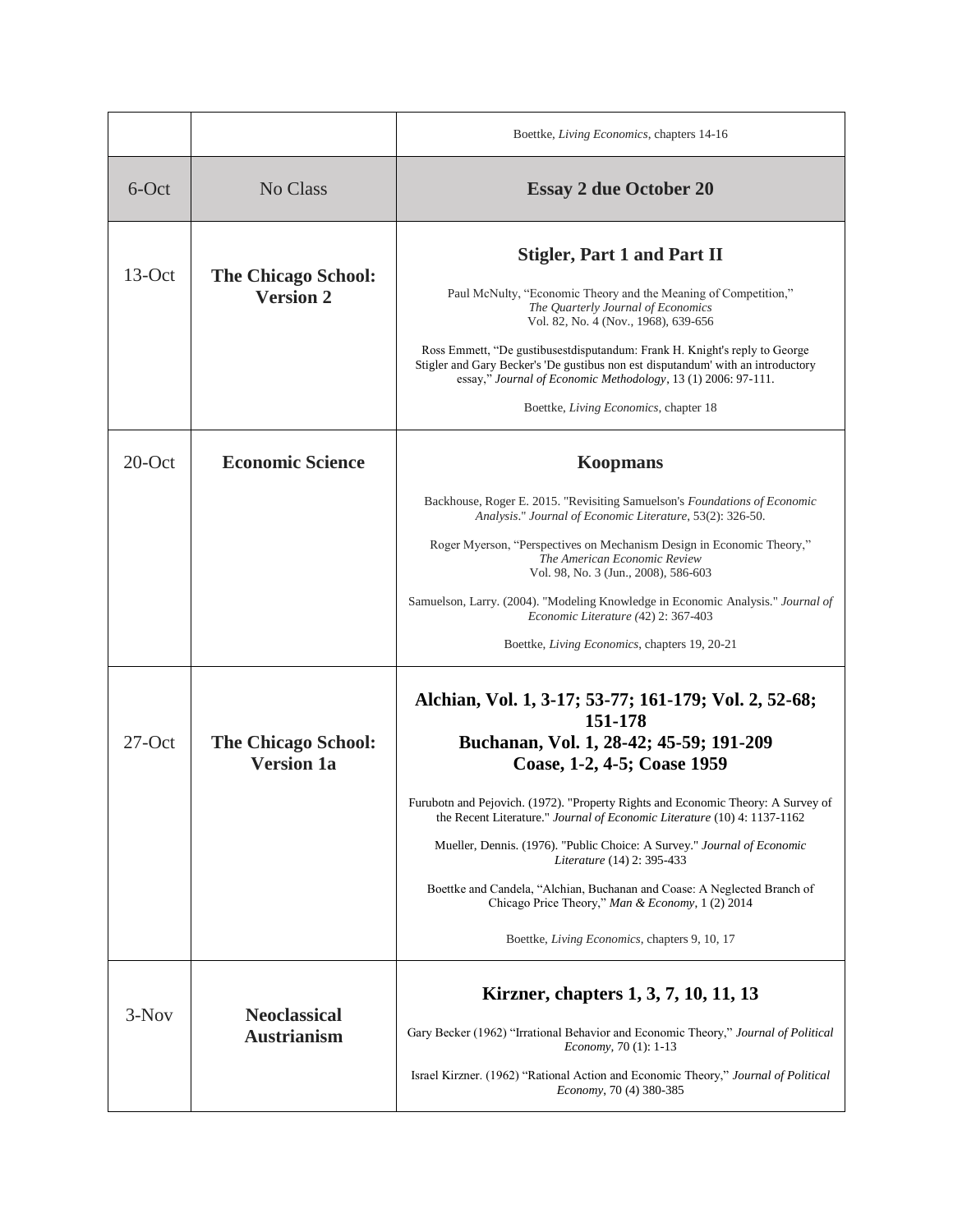| | | |
|---|---|---|
| | | Boettke, *Living Economics*, chapters 14-16 |
| 6-Oct | No Class | **Essay 2 due October 20** |
| 13-Oct | **The Chicago School: Version 2** | **Stigler, Part 1 and Part II**<br><br>Paul McNulty, "Economic Theory and the Meaning of Competition," *The Quarterly Journal of Economics* Vol. 82, No. 4 (Nov., 1968), 639-656<br><br>Ross Emmett, "De gustibusestdisputandum: Frank H. Knight's reply to George Stigler and Gary Becker's 'De gustibus non est disputandum' with an introductory essay," *Journal of Economic Methodology*, 13 (1) 2006: 97-111.<br><br>Boettke, *Living Economics*, chapter 18 |
| 20-Oct | **Economic Science** | **Koopmans**<br><br>Backhouse, Roger E. 2015. "Revisiting Samuelson's *Foundations of Economic Analysis*." *Journal of Economic Literature*, 53(2): 326-50.<br><br>Roger Myerson, "Perspectives on Mechanism Design in Economic Theory," *The American Economic Review* Vol. 98, No. 3 (Jun., 2008), 586-603<br><br>Samuelson, Larry. (2004). "Modeling Knowledge in Economic Analysis." *Journal of Economic Literature (*42) 2: 367-403<br><br>Boettke, *Living Economics*, chapters 19, 20-21 |
| 27-Oct | **The Chicago School: Version 1a** | **Alchian, Vol. 1, 3-17; 53-77; 161-179; Vol. 2, 52-68; 151-178**<br>**Buchanan, Vol. 1, 28-42; 45-59; 191-209**<br>**Coase, 1-2, 4-5; Coase 1959**<br><br>Furubotn and Pejovich. (1972). "Property Rights and Economic Theory: A Survey of the Recent Literature." *Journal of Economic Literature* (10) 4: 1137-1162<br><br>Mueller, Dennis. (1976). "Public Choice: A Survey." *Journal of Economic Literature* (14) 2: 395-433<br><br>Boettke and Candela, "Alchian, Buchanan and Coase: A Neglected Branch of Chicago Price Theory," *Man & Economy*, 1 (2) 2014<br><br>Boettke, *Living Economics*, chapters 9, 10, 17 |
| 3-Nov | **Neoclassical Austrianism** | **Kirzner, chapters 1, 3, 7, 10, 11, 13**<br><br>Gary Becker (1962) "Irrational Behavior and Economic Theory," *Journal of Political Economy*, 70 (1): 1-13<br><br>Israel Kirzner. (1962) "Rational Action and Economic Theory," *Journal of Political Economy*, 70 (4) 380-385 |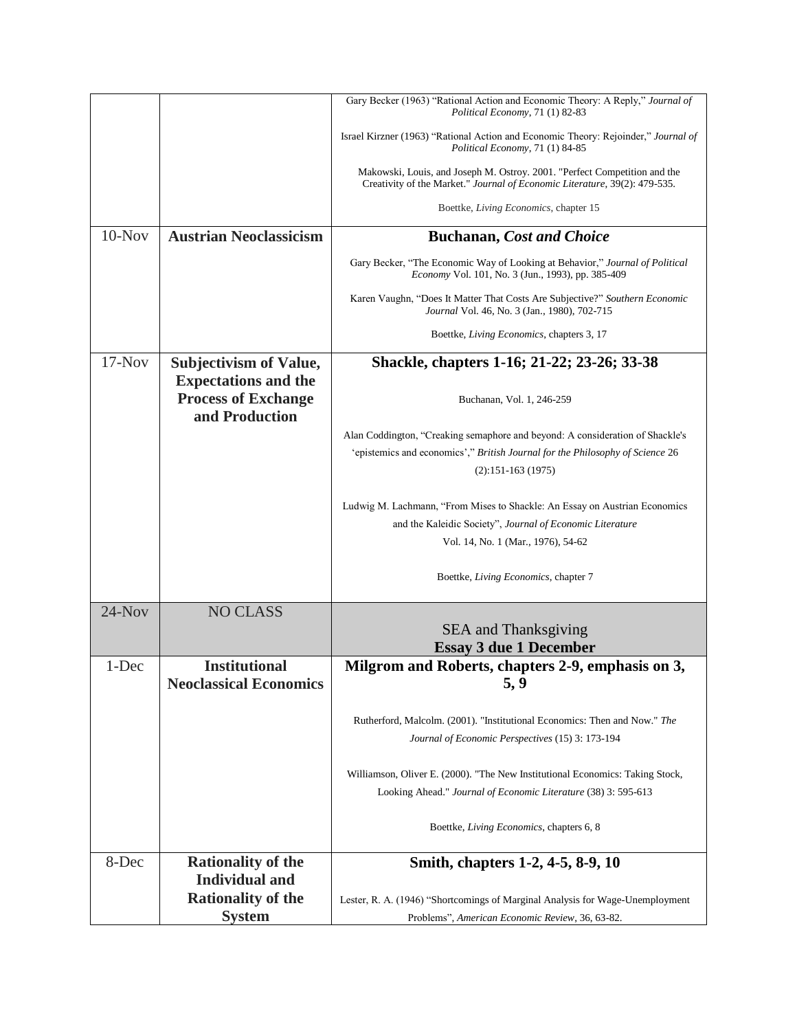| | | |
|---|---|---|
| | | Gary Becker (1963) "Rational Action and Economic Theory: A Reply," *Journal of Political Economy*, 71 (1) 82-83<br><br>Israel Kirzner (1963) "Rational Action and Economic Theory: Rejoinder," *Journal of Political Economy*, 71 (1) 84-85<br><br>Makowski, Louis, and Joseph M. Ostroy. 2001. "Perfect Competition and the Creativity of the Market." *Journal of Economic Literature*, 39(2): 479-535.<br><br>Boettke, *Living Economics*, chapter 15 |
| 10-Nov | **Austrian Neoclassicism** | **Buchanan, *Cost and Choice***<br><br>Gary Becker, "The Economic Way of Looking at Behavior," *Journal of Political Economy* Vol. 101, No. 3 (Jun., 1993), pp. 385-409<br><br>Karen Vaughn, "Does It Matter That Costs Are Subjective?" *Southern Economic Journal* Vol. 46, No. 3 (Jan., 1980), 702-715<br><br>Boettke, *Living Economics*, chapters 3, 17 |
| 17-Nov | **Subjectivism of Value, Expectations and the Process of Exchange and Production** | **Shackle, chapters 1-16; 21-22; 23-26; 33-38**<br><br>Buchanan, Vol. 1, 246-259<br><br>Alan Coddington, "Creaking semaphore and beyond: A consideration of Shackle's 'epistemics and economics'," *British Journal for the Philosophy of Science* 26 (2):151-163 (1975)<br><br>Ludwig M. Lachmann, "From Mises to Shackle: An Essay on Austrian Economics and the Kaleidic Society", *Journal of Economic Literature* Vol. 14, No. 1 (Mar., 1976), 54-62<br><br>Boettke, *Living Economics*, chapter 7 |
| 24-Nov | NO CLASS | SEA and Thanksgiving<br>**Essay 3 due 1 December** |
| 1-Dec | **Institutional Neoclassical Economics** | **Milgrom and Roberts, chapters 2-9, emphasis on 3, 5, 9**<br><br>Rutherford, Malcolm. (2001). "Institutional Economics: Then and Now." *The Journal of Economic Perspectives* (15) 3: 173-194<br><br>Williamson, Oliver E. (2000). "The New Institutional Economics: Taking Stock, Looking Ahead." *Journal of Economic Literature* (38) 3: 595-613<br><br>Boettke, *Living Economics*, chapters 6, 8 |
| 8-Dec | **Rationality of the Individual and Rationality of the System** | **Smith, chapters 1-2, 4-5, 8-9, 10**<br><br>Lester, R. A. (1946) "Shortcomings of Marginal Analysis for Wage-Unemployment Problems", *American Economic Review*, 36, 63-82. |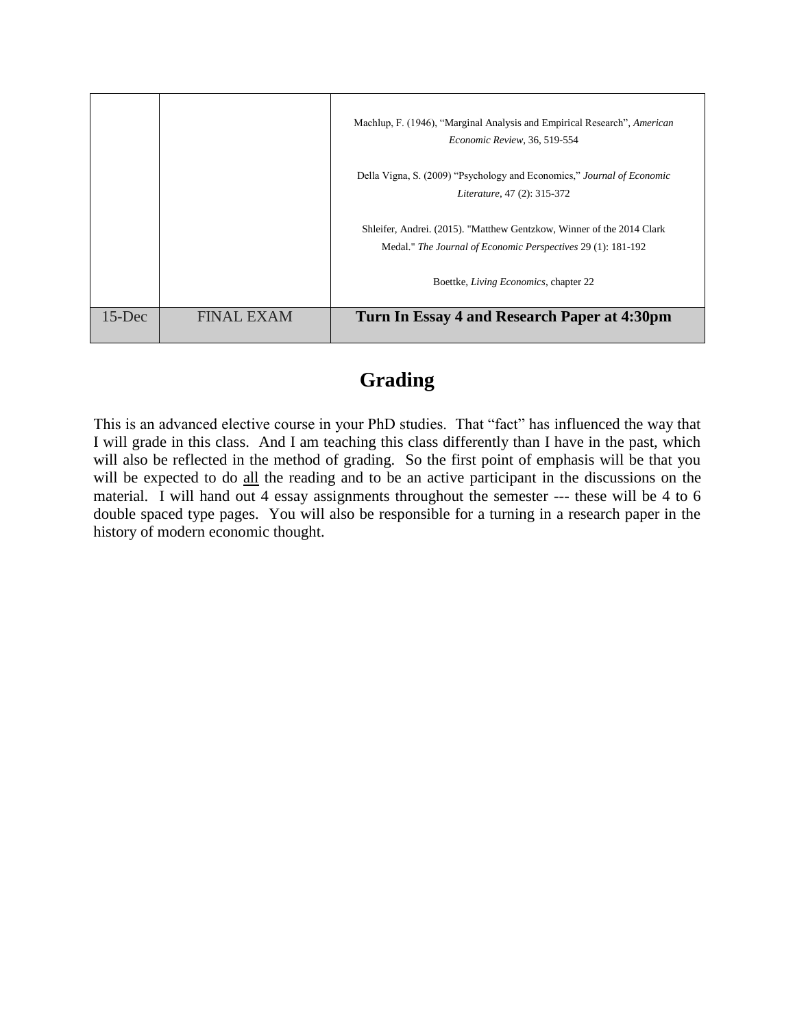| | | |
|---|---|---|
| | | Machlup, F. (1946), "Marginal Analysis and Empirical Research", *American Economic Review*, 36, 519-554<br><br>Della Vigna, S. (2009) "Psychology and Economics," *Journal of Economic Literature*, 47 (2): 315-372<br><br>Shleifer, Andrei. (2015). "Matthew Gentzkow, Winner of the 2014 Clark Medal." *The Journal of Economic Perspectives* 29 (1): 181-192<br><br>Boettke, *Living Economics*, chapter 22 |
| 15-Dec | FINAL EXAM | **Turn In Essay 4 and Research Paper at 4:30pm** |

# Grading

This is an advanced elective course in your PhD studies. That "fact" has influenced the way that I will grade in this class. And I am teaching this class differently than I have in the past, which will also be reflected in the method of grading. So the first point of emphasis will be that you will be expected to do <u>all</u> the reading and to be an active participant in the discussions on the material. I will hand out 4 essay assignments throughout the semester --- these will be 4 to 6 double spaced type pages. You will also be responsible for a turning in a research paper in the history of modern economic thought.